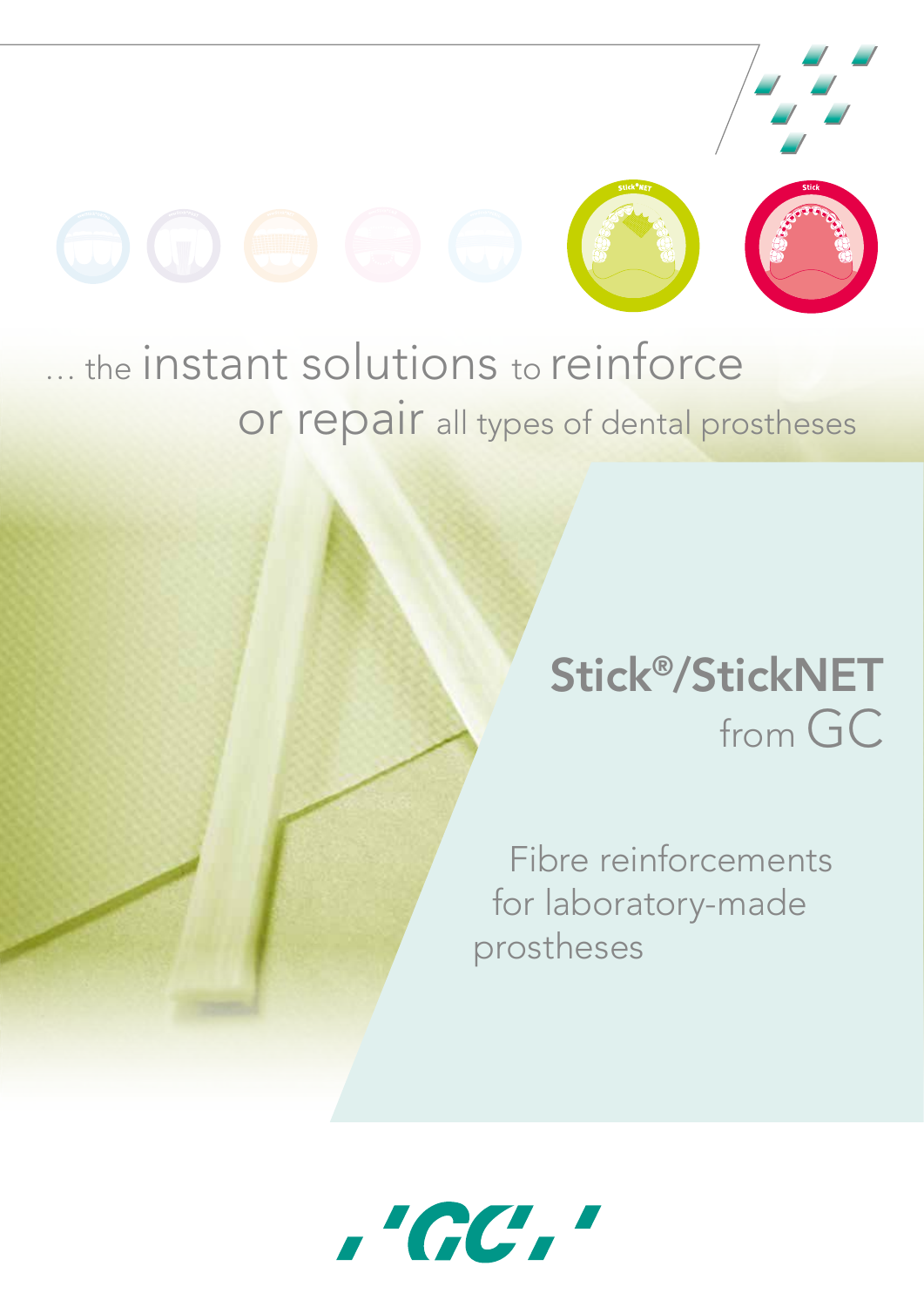... the instant solutions to reinforce or repair all types of dental prostheses

# Stick®/StickNET from GC

Fibre reinforcements for laboratory-made prostheses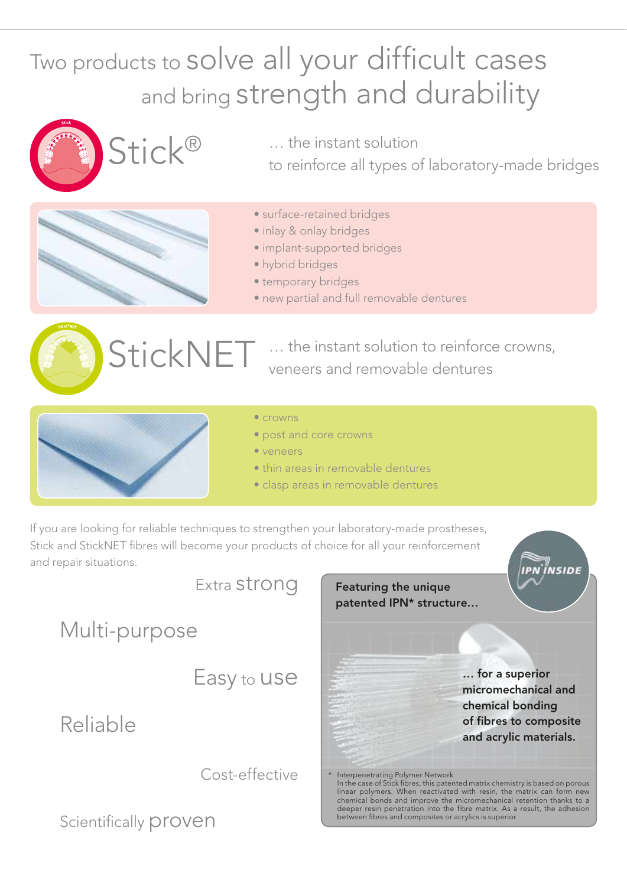# Two products to solve all your difficult cases and bring strength and durability

## Stick®

… the instant solution to reinforce all types of laboratory-made bridges

- surface-retained bridges
- inlay & onlay bridges
- implant-supported bridges
- hybrid bridges
- temporary bridges
- new partial and full removable dentures

## StickNET

… the instant solution to reinforce crowns, veneers and removable dentures

- crowns
- post and core crowns
- veneers
- thin areas in removable dentures
- clasp areas in removable dentures

If you are looking for reliable techniques to strengthen your laboratory-made prostheses, Stick and StickNET fibres will become your products of choice for all your reinforcement and repair situations.

Extra strong

Multi-purpose

Easy to use

Reliable

Cost-effective

Scientifically proven

IPN INSIDE

**Featuring the unique patented IPN* structure…**

**… for a superior micromechanical and chemical bonding of fibres to composite and acrylic materials.**

\* Interpenetrating Polymer Network
In the case of Stick fibres, this patented matrix chemistry is based on porous linear polymers. When reactivated with resin, the matrix can form new chemical bonds and improve the micromechanical retention thanks to a deeper resin penetration into the fibre matrix. As a result, the adhesion between fibres and composites or acrylics is superior.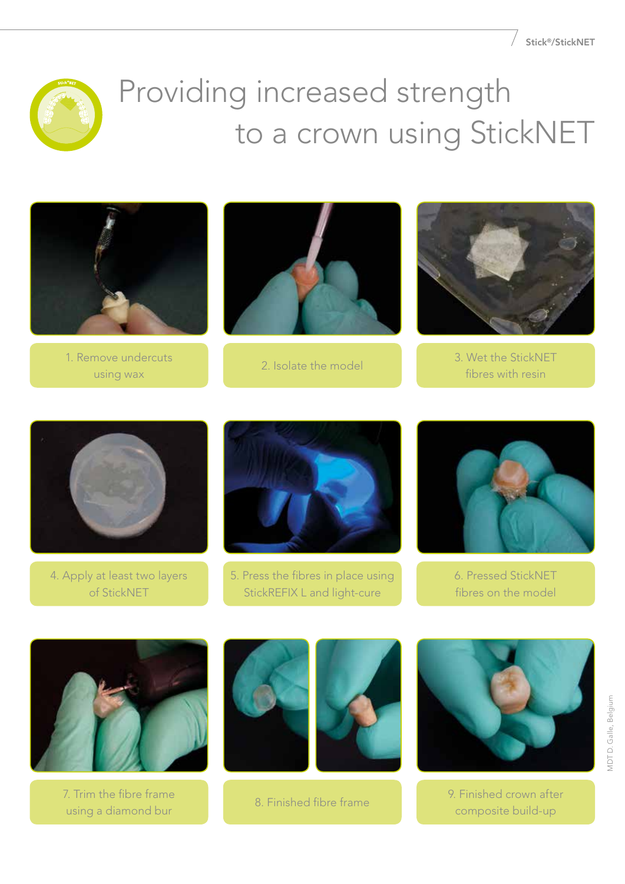# Providing increased strength to a crown using StickNET

1. Remove undercuts using wax

2. Isolate the model

3. Wet the StickNET fibres with resin

4. Apply at least two layers of StickNET

5. Press the fibres in place using StickREFIX L and light-cure

6. Pressed StickNET fibres on the model

7. Trim the fibre frame using a diamond bur

8. Finished fibre frame

9. Finished crown after composite build-up

MDT D. Galle, Belgium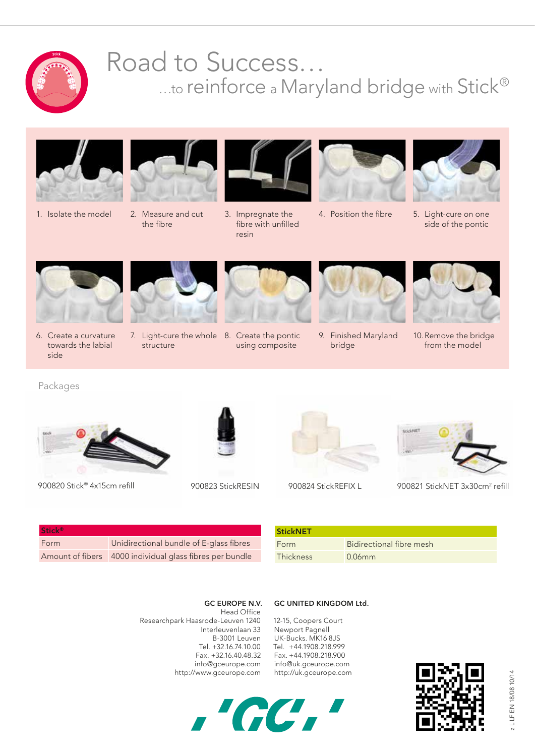# Road to Success…

## …to reinforce a Maryland bridge with Stick®

1. Isolate the model
2. Measure and cut the fibre
3. Impregnate the fibre with unfilled resin
4. Position the fibre
5. Light-cure on one side of the pontic
6. Create a curvature towards the labial side
7. Light-cure the whole structure
8. Create the pontic using composite
9. Finished Maryland bridge
10. Remove the bridge from the model

Packages

900820 Stick® 4x15cm refill

900823 StickRESIN

900824 StickREFIX L

900821 StickNET 3x30cm² refill

| Stick® | |
|---|---|
| Form | Unidirectional bundle of E-glass fibres |
| Amount of fibers | 4000 individual glass fibres per bundle |

| StickNET | |
|---|---|
| Form | Bidirectional fibre mesh |
| Thickness | 0.06mm |

**GC EUROPE N.V.**
Head Office
Researchpark Haasrode-Leuven 1240
Interleuvenlaan 33
B-3001 Leuven
Tel. +32.16.74.10.00
Fax. +32.16.40.48.32
info@gceurope.com
http://www.gceurope.com

**GC UNITED KINGDOM Ltd.**
12-15, Coopers Court
Newport Pagnell
UK-Bucks. MK16 8JS
Tel. +44.1908.218.999
Fax. +44.1908.218.900
info@uk.gceurope.com
http://uk.gceurope.com

z LLF EN 18/08 10/14